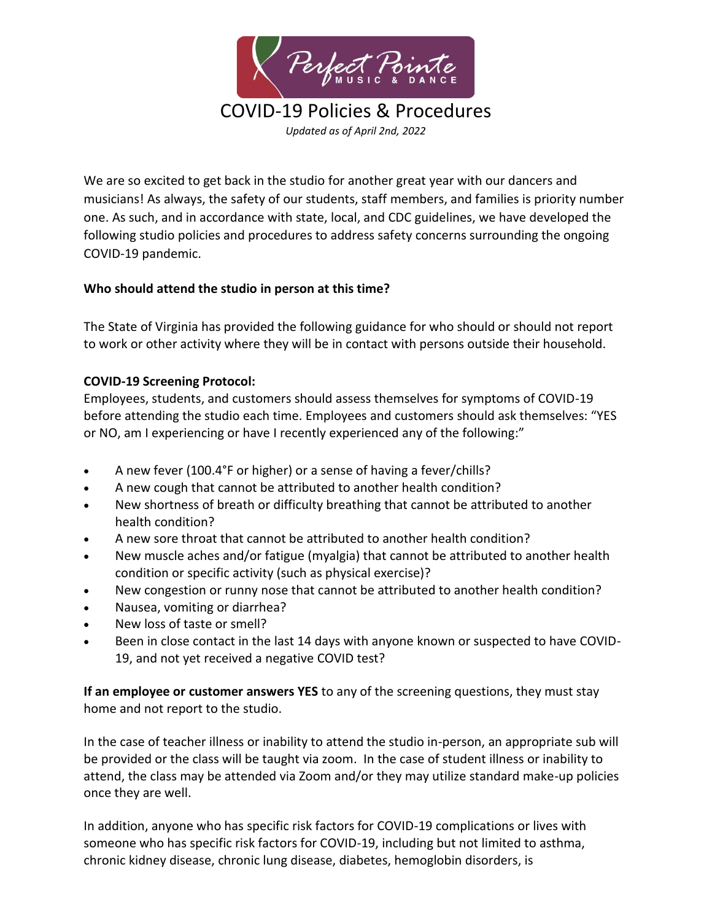# COVID-19 Policies & Procedures

*Updated as of April 2nd, 2022*

We are so excited to get back in the studio for another great year with our dancers and musicians! As always, the safety of our students, staff members, and families is priority number one. As such, and in accordance with state, local, and CDC guidelines, we have developed the following studio policies and procedures to address safety concerns surrounding the ongoing COVID-19 pandemic.

**Who should attend the studio in person at this time?**

The State of Virginia has provided the following guidance for who should or should not report to work or other activity where they will be in contact with persons outside their household.

**COVID-19 Screening Protocol:**
Employees, students, and customers should assess themselves for symptoms of COVID-19 before attending the studio each time. Employees and customers should ask themselves: "YES or NO, am I experiencing or have I recently experienced any of the following:"

- A new fever (100.4°F or higher) or a sense of having a fever/chills?
- A new cough that cannot be attributed to another health condition?
- New shortness of breath or difficulty breathing that cannot be attributed to another health condition?
- A new sore throat that cannot be attributed to another health condition?
- New muscle aches and/or fatigue (myalgia) that cannot be attributed to another health condition or specific activity (such as physical exercise)?
- New congestion or runny nose that cannot be attributed to another health condition?
- Nausea, vomiting or diarrhea?
- New loss of taste or smell?
- Been in close contact in the last 14 days with anyone known or suspected to have COVID-19, and not yet received a negative COVID test?

**If an employee or customer answers YES** to any of the screening questions, they must stay home and not report to the studio.

In the case of teacher illness or inability to attend the studio in-person, an appropriate sub will be provided or the class will be taught via zoom. In the case of student illness or inability to attend, the class may be attended via Zoom and/or they may utilize standard make-up policies once they are well.

In addition, anyone who has specific risk factors for COVID-19 complications or lives with someone who has specific risk factors for COVID-19, including but not limited to asthma, chronic kidney disease, chronic lung disease, diabetes, hemoglobin disorders, is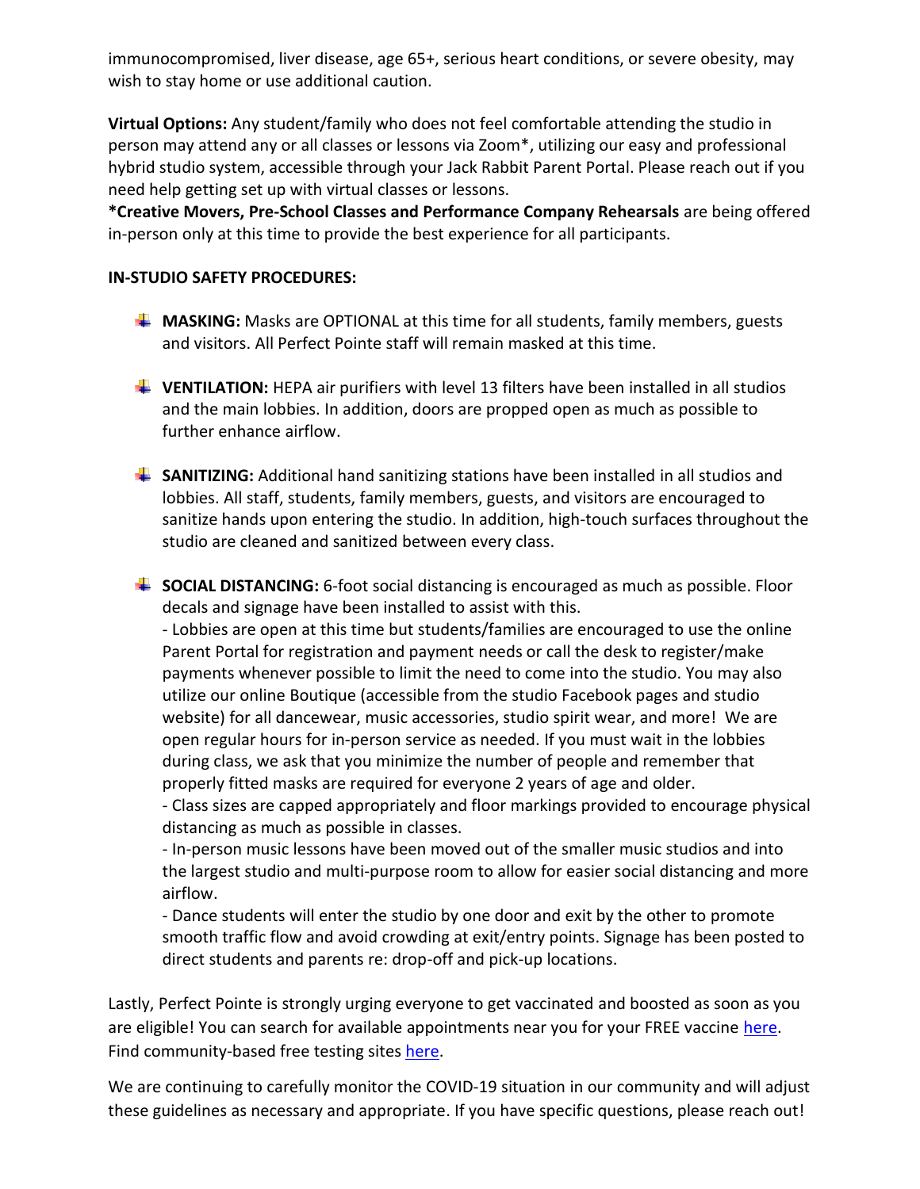immunocompromised, liver disease, age 65+, serious heart conditions, or severe obesity, may wish to stay home or use additional caution.

**Virtual Options:** Any student/family who does not feel comfortable attending the studio in person may attend any or all classes or lessons via Zoom*, utilizing our easy and professional hybrid studio system, accessible through your Jack Rabbit Parent Portal. Please reach out if you need help getting set up with virtual classes or lessons.
***Creative Movers, Pre-School Classes and Performance Company Rehearsals** are being offered in-person only at this time to provide the best experience for all participants.

**IN-STUDIO SAFETY PROCEDURES:**

- **MASKING:** Masks are OPTIONAL at this time for all students, family members, guests and visitors. All Perfect Pointe staff will remain masked at this time.

- **VENTILATION:** HEPA air purifiers with level 13 filters have been installed in all studios and the main lobbies. In addition, doors are propped open as much as possible to further enhance airflow.

- **SANITIZING:** Additional hand sanitizing stations have been installed in all studios and lobbies. All staff, students, family members, guests, and visitors are encouraged to sanitize hands upon entering the studio. In addition, high-touch surfaces throughout the studio are cleaned and sanitized between every class.

- **SOCIAL DISTANCING:** 6-foot social distancing is encouraged as much as possible. Floor decals and signage have been installed to assist with this.
  - Lobbies are open at this time but students/families are encouraged to use the online Parent Portal for registration and payment needs or call the desk to register/make payments whenever possible to limit the need to come into the studio. You may also utilize our online Boutique (accessible from the studio Facebook pages and studio website) for all dancewear, music accessories, studio spirit wear, and more! We are open regular hours for in-person service as needed. If you must wait in the lobbies during class, we ask that you minimize the number of people and remember that properly fitted masks are required for everyone 2 years of age and older.
  - Class sizes are capped appropriately and floor markings provided to encourage physical distancing as much as possible in classes.
  - In-person music lessons have been moved out of the smaller music studios and into the largest studio and multi-purpose room to allow for easier social distancing and more airflow.
  - Dance students will enter the studio by one door and exit by the other to promote smooth traffic flow and avoid crowding at exit/entry points. Signage has been posted to direct students and parents re: drop-off and pick-up locations.

Lastly, Perfect Pointe is strongly urging everyone to get vaccinated and boosted as soon as you are eligible! You can search for available appointments near you for your FREE vaccine here. Find community-based free testing sites here.

We are continuing to carefully monitor the COVID-19 situation in our community and will adjust these guidelines as necessary and appropriate. If you have specific questions, please reach out!